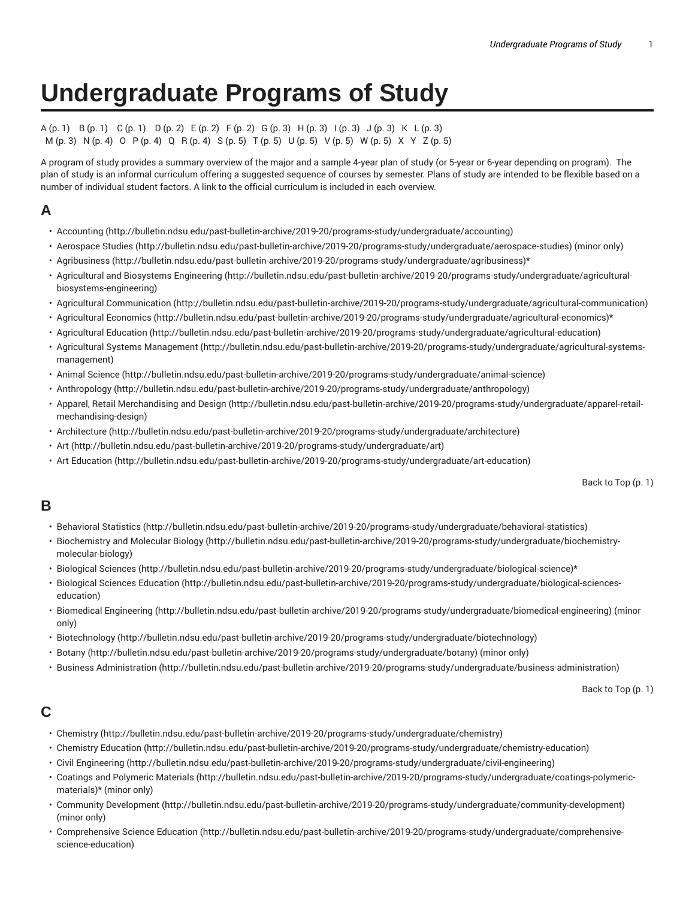# Undergraduate Programs of Study

A (p. 1) B (p. 1) C (p. 1) D (p. 2) E (p. 2) F (p. 2) G (p. 3) H (p. 3) I (p. 3) J (p. 3) K L (p. 3) M (p. 3) N (p. 4) O P (p. 4) Q R (p. 4) S (p. 5) T (p. 5) U (p. 5) V (p. 5) W (p. 5) X Y Z (p. 5)

A program of study provides a summary overview of the major and a sample 4-year plan of study (or 5-year or 6-year depending on program). The plan of study is an informal curriculum offering a suggested sequence of courses by semester. Plans of study are intended to be flexible based on a number of individual student factors. A link to the official curriculum is included in each overview.

## A

- Accounting (http://bulletin.ndsu.edu/past-bulletin-archive/2019-20/programs-study/undergraduate/accounting)
- Aerospace Studies (http://bulletin.ndsu.edu/past-bulletin-archive/2019-20/programs-study/undergraduate/aerospace-studies) (minor only)
- Agribusiness (http://bulletin.ndsu.edu/past-bulletin-archive/2019-20/programs-study/undergraduate/agribusiness)*
- Agricultural and Biosystems Engineering (http://bulletin.ndsu.edu/past-bulletin-archive/2019-20/programs-study/undergraduate/agricultural-biosystems-engineering)
- Agricultural Communication (http://bulletin.ndsu.edu/past-bulletin-archive/2019-20/programs-study/undergraduate/agricultural-communication)
- Agricultural Economics (http://bulletin.ndsu.edu/past-bulletin-archive/2019-20/programs-study/undergraduate/agricultural-economics)*
- Agricultural Education (http://bulletin.ndsu.edu/past-bulletin-archive/2019-20/programs-study/undergraduate/agricultural-education)
- Agricultural Systems Management (http://bulletin.ndsu.edu/past-bulletin-archive/2019-20/programs-study/undergraduate/agricultural-systems-management)
- Animal Science (http://bulletin.ndsu.edu/past-bulletin-archive/2019-20/programs-study/undergraduate/animal-science)
- Anthropology (http://bulletin.ndsu.edu/past-bulletin-archive/2019-20/programs-study/undergraduate/anthropology)
- Apparel, Retail Merchandising and Design (http://bulletin.ndsu.edu/past-bulletin-archive/2019-20/programs-study/undergraduate/apparel-retail-mechandising-design)
- Architecture (http://bulletin.ndsu.edu/past-bulletin-archive/2019-20/programs-study/undergraduate/architecture)
- Art (http://bulletin.ndsu.edu/past-bulletin-archive/2019-20/programs-study/undergraduate/art)
- Art Education (http://bulletin.ndsu.edu/past-bulletin-archive/2019-20/programs-study/undergraduate/art-education)

Back to Top (p. 1)

## B

- Behavioral Statistics (http://bulletin.ndsu.edu/past-bulletin-archive/2019-20/programs-study/undergraduate/behavioral-statistics)
- Biochemistry and Molecular Biology (http://bulletin.ndsu.edu/past-bulletin-archive/2019-20/programs-study/undergraduate/biochemistry-molecular-biology)
- Biological Sciences (http://bulletin.ndsu.edu/past-bulletin-archive/2019-20/programs-study/undergraduate/biological-science)*
- Biological Sciences Education (http://bulletin.ndsu.edu/past-bulletin-archive/2019-20/programs-study/undergraduate/biological-sciences-education)
- Biomedical Engineering (http://bulletin.ndsu.edu/past-bulletin-archive/2019-20/programs-study/undergraduate/biomedical-engineering) (minor only)
- Biotechnology (http://bulletin.ndsu.edu/past-bulletin-archive/2019-20/programs-study/undergraduate/biotechnology)
- Botany (http://bulletin.ndsu.edu/past-bulletin-archive/2019-20/programs-study/undergraduate/botany) (minor only)
- Business Administration (http://bulletin.ndsu.edu/past-bulletin-archive/2019-20/programs-study/undergraduate/business-administration)

Back to Top (p. 1)

## C

- Chemistry (http://bulletin.ndsu.edu/past-bulletin-archive/2019-20/programs-study/undergraduate/chemistry)
- Chemistry Education (http://bulletin.ndsu.edu/past-bulletin-archive/2019-20/programs-study/undergraduate/chemistry-education)
- Civil Engineering (http://bulletin.ndsu.edu/past-bulletin-archive/2019-20/programs-study/undergraduate/civil-engineering)
- Coatings and Polymeric Materials (http://bulletin.ndsu.edu/past-bulletin-archive/2019-20/programs-study/undergraduate/coatings-polymeric-materials)* (minor only)
- Community Development (http://bulletin.ndsu.edu/past-bulletin-archive/2019-20/programs-study/undergraduate/community-development) (minor only)
- Comprehensive Science Education (http://bulletin.ndsu.edu/past-bulletin-archive/2019-20/programs-study/undergraduate/comprehensive-science-education)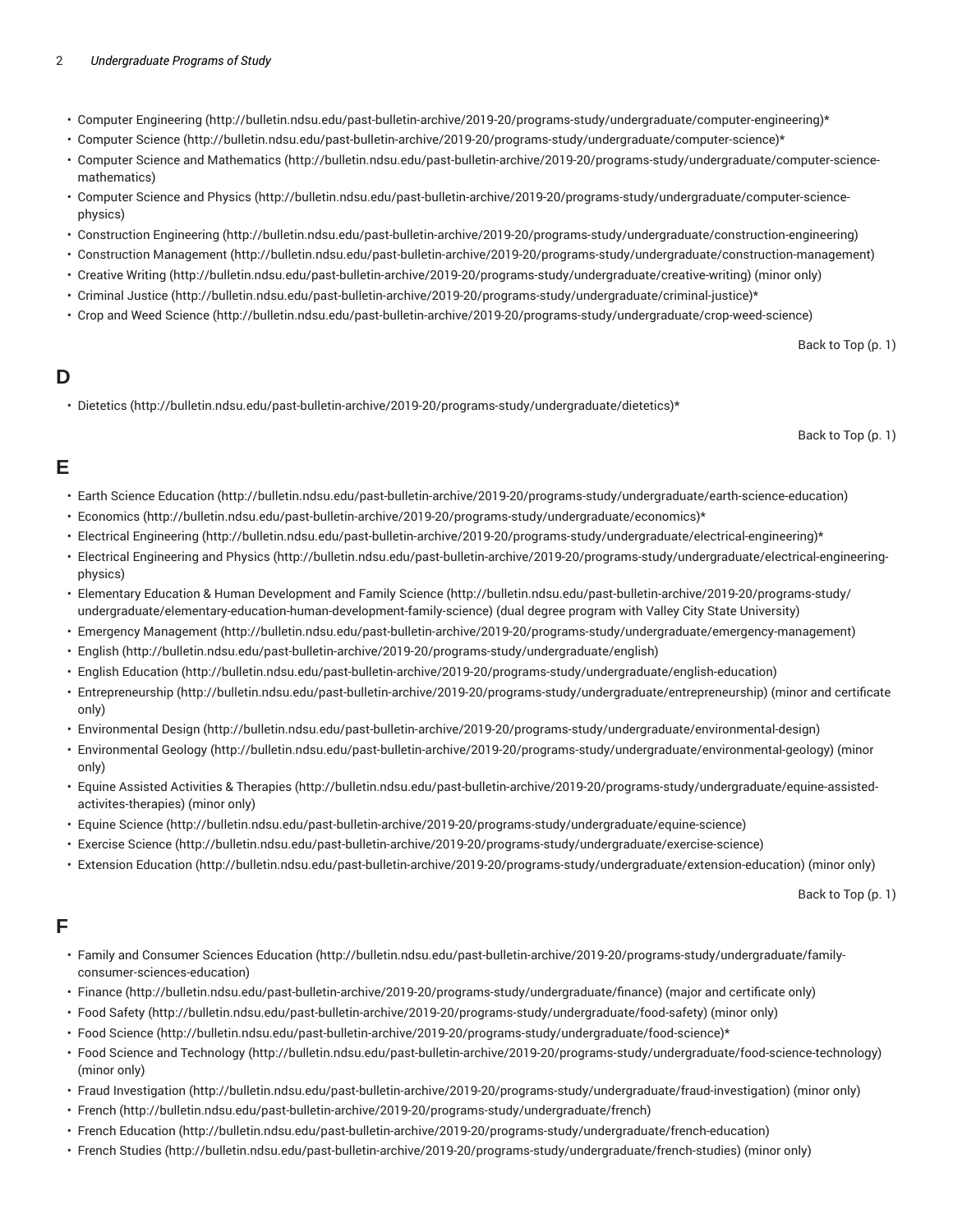- Computer Engineering (http://bulletin.ndsu.edu/past-bulletin-archive/2019-20/programs-study/undergraduate/computer-engineering)*
- Computer Science (http://bulletin.ndsu.edu/past-bulletin-archive/2019-20/programs-study/undergraduate/computer-science)*
- Computer Science and Mathematics (http://bulletin.ndsu.edu/past-bulletin-archive/2019-20/programs-study/undergraduate/computer-science-mathematics)
- Computer Science and Physics (http://bulletin.ndsu.edu/past-bulletin-archive/2019-20/programs-study/undergraduate/computer-science-physics)
- Construction Engineering (http://bulletin.ndsu.edu/past-bulletin-archive/2019-20/programs-study/undergraduate/construction-engineering)
- Construction Management (http://bulletin.ndsu.edu/past-bulletin-archive/2019-20/programs-study/undergraduate/construction-management)
- Creative Writing (http://bulletin.ndsu.edu/past-bulletin-archive/2019-20/programs-study/undergraduate/creative-writing) (minor only)
- Criminal Justice (http://bulletin.ndsu.edu/past-bulletin-archive/2019-20/programs-study/undergraduate/criminal-justice)*
- Crop and Weed Science (http://bulletin.ndsu.edu/past-bulletin-archive/2019-20/programs-study/undergraduate/crop-weed-science)

Back to Top (p. 1)

## D

- Dietetics (http://bulletin.ndsu.edu/past-bulletin-archive/2019-20/programs-study/undergraduate/dietetics)*

Back to Top (p. 1)

## E

- Earth Science Education (http://bulletin.ndsu.edu/past-bulletin-archive/2019-20/programs-study/undergraduate/earth-science-education)
- Economics (http://bulletin.ndsu.edu/past-bulletin-archive/2019-20/programs-study/undergraduate/economics)*
- Electrical Engineering (http://bulletin.ndsu.edu/past-bulletin-archive/2019-20/programs-study/undergraduate/electrical-engineering)*
- Electrical Engineering and Physics (http://bulletin.ndsu.edu/past-bulletin-archive/2019-20/programs-study/undergraduate/electrical-engineering-physics)
- Elementary Education & Human Development and Family Science (http://bulletin.ndsu.edu/past-bulletin-archive/2019-20/programs-study/undergraduate/elementary-education-human-development-family-science) (dual degree program with Valley City State University)
- Emergency Management (http://bulletin.ndsu.edu/past-bulletin-archive/2019-20/programs-study/undergraduate/emergency-management)
- English (http://bulletin.ndsu.edu/past-bulletin-archive/2019-20/programs-study/undergraduate/english)
- English Education (http://bulletin.ndsu.edu/past-bulletin-archive/2019-20/programs-study/undergraduate/english-education)
- Entrepreneurship (http://bulletin.ndsu.edu/past-bulletin-archive/2019-20/programs-study/undergraduate/entrepreneurship) (minor and certificate only)
- Environmental Design (http://bulletin.ndsu.edu/past-bulletin-archive/2019-20/programs-study/undergraduate/environmental-design)
- Environmental Geology (http://bulletin.ndsu.edu/past-bulletin-archive/2019-20/programs-study/undergraduate/environmental-geology) (minor only)
- Equine Assisted Activities & Therapies (http://bulletin.ndsu.edu/past-bulletin-archive/2019-20/programs-study/undergraduate/equine-assisted-activites-therapies) (minor only)
- Equine Science (http://bulletin.ndsu.edu/past-bulletin-archive/2019-20/programs-study/undergraduate/equine-science)
- Exercise Science (http://bulletin.ndsu.edu/past-bulletin-archive/2019-20/programs-study/undergraduate/exercise-science)
- Extension Education (http://bulletin.ndsu.edu/past-bulletin-archive/2019-20/programs-study/undergraduate/extension-education) (minor only)

Back to Top (p. 1)

## F

- Family and Consumer Sciences Education (http://bulletin.ndsu.edu/past-bulletin-archive/2019-20/programs-study/undergraduate/family-consumer-sciences-education)
- Finance (http://bulletin.ndsu.edu/past-bulletin-archive/2019-20/programs-study/undergraduate/finance) (major and certificate only)
- Food Safety (http://bulletin.ndsu.edu/past-bulletin-archive/2019-20/programs-study/undergraduate/food-safety) (minor only)
- Food Science (http://bulletin.ndsu.edu/past-bulletin-archive/2019-20/programs-study/undergraduate/food-science)*
- Food Science and Technology (http://bulletin.ndsu.edu/past-bulletin-archive/2019-20/programs-study/undergraduate/food-science-technology) (minor only)
- Fraud Investigation (http://bulletin.ndsu.edu/past-bulletin-archive/2019-20/programs-study/undergraduate/fraud-investigation) (minor only)
- French (http://bulletin.ndsu.edu/past-bulletin-archive/2019-20/programs-study/undergraduate/french)
- French Education (http://bulletin.ndsu.edu/past-bulletin-archive/2019-20/programs-study/undergraduate/french-education)
- French Studies (http://bulletin.ndsu.edu/past-bulletin-archive/2019-20/programs-study/undergraduate/french-studies) (minor only)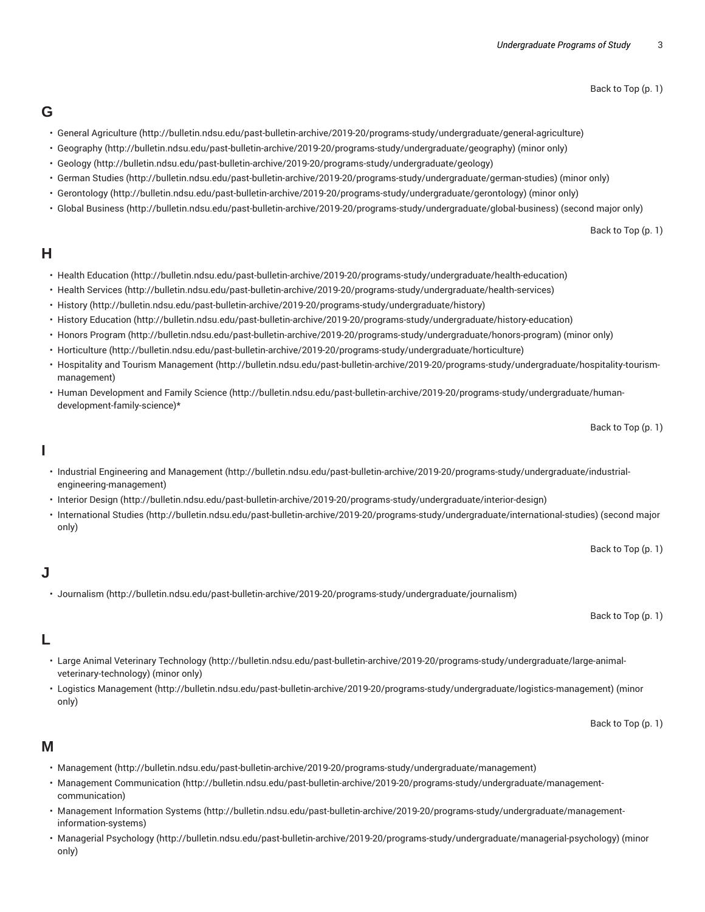Back to Top (p. 1)

## G

- General Agriculture (http://bulletin.ndsu.edu/past-bulletin-archive/2019-20/programs-study/undergraduate/general-agriculture)
- Geography (http://bulletin.ndsu.edu/past-bulletin-archive/2019-20/programs-study/undergraduate/geography) (minor only)
- Geology (http://bulletin.ndsu.edu/past-bulletin-archive/2019-20/programs-study/undergraduate/geology)
- German Studies (http://bulletin.ndsu.edu/past-bulletin-archive/2019-20/programs-study/undergraduate/german-studies) (minor only)
- Gerontology (http://bulletin.ndsu.edu/past-bulletin-archive/2019-20/programs-study/undergraduate/gerontology) (minor only)
- Global Business (http://bulletin.ndsu.edu/past-bulletin-archive/2019-20/programs-study/undergraduate/global-business) (second major only)

Back to Top (p. 1)

## H

- Health Education (http://bulletin.ndsu.edu/past-bulletin-archive/2019-20/programs-study/undergraduate/health-education)
- Health Services (http://bulletin.ndsu.edu/past-bulletin-archive/2019-20/programs-study/undergraduate/health-services)
- History (http://bulletin.ndsu.edu/past-bulletin-archive/2019-20/programs-study/undergraduate/history)
- History Education (http://bulletin.ndsu.edu/past-bulletin-archive/2019-20/programs-study/undergraduate/history-education)
- Honors Program (http://bulletin.ndsu.edu/past-bulletin-archive/2019-20/programs-study/undergraduate/honors-program) (minor only)
- Horticulture (http://bulletin.ndsu.edu/past-bulletin-archive/2019-20/programs-study/undergraduate/horticulture)
- Hospitality and Tourism Management (http://bulletin.ndsu.edu/past-bulletin-archive/2019-20/programs-study/undergraduate/hospitality-tourism-management)
- Human Development and Family Science (http://bulletin.ndsu.edu/past-bulletin-archive/2019-20/programs-study/undergraduate/human-development-family-science)*

Back to Top (p. 1)

## I

- Industrial Engineering and Management (http://bulletin.ndsu.edu/past-bulletin-archive/2019-20/programs-study/undergraduate/industrial-engineering-management)
- Interior Design (http://bulletin.ndsu.edu/past-bulletin-archive/2019-20/programs-study/undergraduate/interior-design)
- International Studies (http://bulletin.ndsu.edu/past-bulletin-archive/2019-20/programs-study/undergraduate/international-studies) (second major only)

Back to Top (p. 1)

## J

- Journalism (http://bulletin.ndsu.edu/past-bulletin-archive/2019-20/programs-study/undergraduate/journalism)

Back to Top (p. 1)

## L

- Large Animal Veterinary Technology (http://bulletin.ndsu.edu/past-bulletin-archive/2019-20/programs-study/undergraduate/large-animal-veterinary-technology) (minor only)
- Logistics Management (http://bulletin.ndsu.edu/past-bulletin-archive/2019-20/programs-study/undergraduate/logistics-management) (minor only)

Back to Top (p. 1)

## M

- Management (http://bulletin.ndsu.edu/past-bulletin-archive/2019-20/programs-study/undergraduate/management)
- Management Communication (http://bulletin.ndsu.edu/past-bulletin-archive/2019-20/programs-study/undergraduate/management-communication)
- Management Information Systems (http://bulletin.ndsu.edu/past-bulletin-archive/2019-20/programs-study/undergraduate/management-information-systems)
- Managerial Psychology (http://bulletin.ndsu.edu/past-bulletin-archive/2019-20/programs-study/undergraduate/managerial-psychology) (minor only)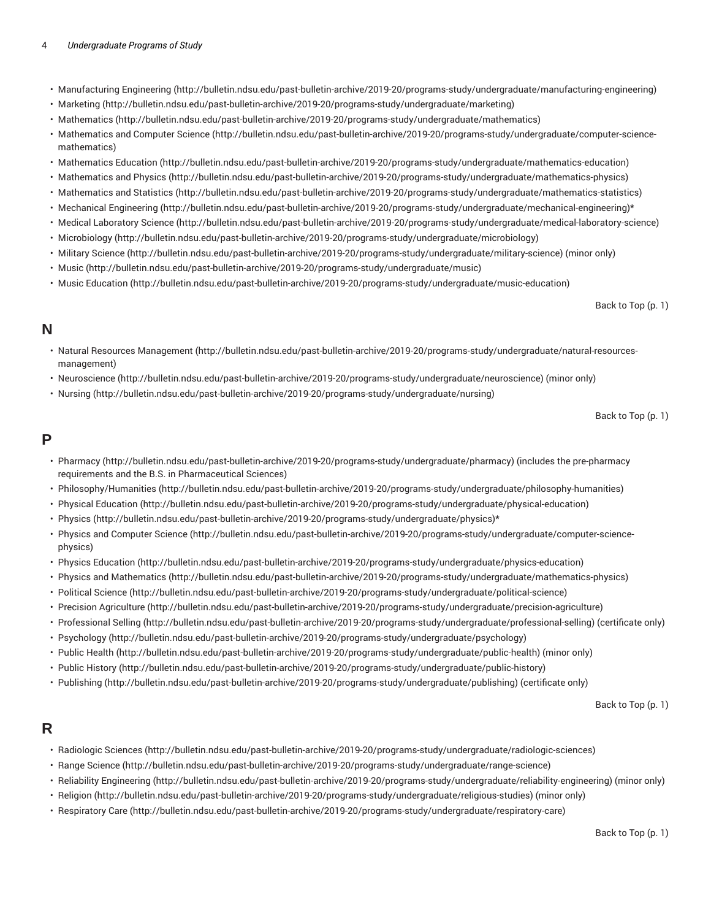- Manufacturing Engineering (http://bulletin.ndsu.edu/past-bulletin-archive/2019-20/programs-study/undergraduate/manufacturing-engineering)
- Marketing (http://bulletin.ndsu.edu/past-bulletin-archive/2019-20/programs-study/undergraduate/marketing)
- Mathematics (http://bulletin.ndsu.edu/past-bulletin-archive/2019-20/programs-study/undergraduate/mathematics)
- Mathematics and Computer Science (http://bulletin.ndsu.edu/past-bulletin-archive/2019-20/programs-study/undergraduate/computer-science-mathematics)
- Mathematics Education (http://bulletin.ndsu.edu/past-bulletin-archive/2019-20/programs-study/undergraduate/mathematics-education)
- Mathematics and Physics (http://bulletin.ndsu.edu/past-bulletin-archive/2019-20/programs-study/undergraduate/mathematics-physics)
- Mathematics and Statistics (http://bulletin.ndsu.edu/past-bulletin-archive/2019-20/programs-study/undergraduate/mathematics-statistics)
- Mechanical Engineering (http://bulletin.ndsu.edu/past-bulletin-archive/2019-20/programs-study/undergraduate/mechanical-engineering)*
- Medical Laboratory Science (http://bulletin.ndsu.edu/past-bulletin-archive/2019-20/programs-study/undergraduate/medical-laboratory-science)
- Microbiology (http://bulletin.ndsu.edu/past-bulletin-archive/2019-20/programs-study/undergraduate/microbiology)
- Military Science (http://bulletin.ndsu.edu/past-bulletin-archive/2019-20/programs-study/undergraduate/military-science) (minor only)
- Music (http://bulletin.ndsu.edu/past-bulletin-archive/2019-20/programs-study/undergraduate/music)
- Music Education (http://bulletin.ndsu.edu/past-bulletin-archive/2019-20/programs-study/undergraduate/music-education)

Back to Top (p. 1)

## N

- Natural Resources Management (http://bulletin.ndsu.edu/past-bulletin-archive/2019-20/programs-study/undergraduate/natural-resources-management)
- Neuroscience (http://bulletin.ndsu.edu/past-bulletin-archive/2019-20/programs-study/undergraduate/neuroscience) (minor only)
- Nursing (http://bulletin.ndsu.edu/past-bulletin-archive/2019-20/programs-study/undergraduate/nursing)

Back to Top (p. 1)

## P

- Pharmacy (http://bulletin.ndsu.edu/past-bulletin-archive/2019-20/programs-study/undergraduate/pharmacy) (includes the pre-pharmacy requirements and the B.S. in Pharmaceutical Sciences)
- Philosophy/Humanities (http://bulletin.ndsu.edu/past-bulletin-archive/2019-20/programs-study/undergraduate/philosophy-humanities)
- Physical Education (http://bulletin.ndsu.edu/past-bulletin-archive/2019-20/programs-study/undergraduate/physical-education)
- Physics (http://bulletin.ndsu.edu/past-bulletin-archive/2019-20/programs-study/undergraduate/physics)*
- Physics and Computer Science (http://bulletin.ndsu.edu/past-bulletin-archive/2019-20/programs-study/undergraduate/computer-science-physics)
- Physics Education (http://bulletin.ndsu.edu/past-bulletin-archive/2019-20/programs-study/undergraduate/physics-education)
- Physics and Mathematics (http://bulletin.ndsu.edu/past-bulletin-archive/2019-20/programs-study/undergraduate/mathematics-physics)
- Political Science (http://bulletin.ndsu.edu/past-bulletin-archive/2019-20/programs-study/undergraduate/political-science)
- Precision Agriculture (http://bulletin.ndsu.edu/past-bulletin-archive/2019-20/programs-study/undergraduate/precision-agriculture)
- Professional Selling (http://bulletin.ndsu.edu/past-bulletin-archive/2019-20/programs-study/undergraduate/professional-selling) (certificate only)
- Psychology (http://bulletin.ndsu.edu/past-bulletin-archive/2019-20/programs-study/undergraduate/psychology)
- Public Health (http://bulletin.ndsu.edu/past-bulletin-archive/2019-20/programs-study/undergraduate/public-health) (minor only)
- Public History (http://bulletin.ndsu.edu/past-bulletin-archive/2019-20/programs-study/undergraduate/public-history)
- Publishing (http://bulletin.ndsu.edu/past-bulletin-archive/2019-20/programs-study/undergraduate/publishing) (certificate only)

Back to Top (p. 1)

## R

- Radiologic Sciences (http://bulletin.ndsu.edu/past-bulletin-archive/2019-20/programs-study/undergraduate/radiologic-sciences)
- Range Science (http://bulletin.ndsu.edu/past-bulletin-archive/2019-20/programs-study/undergraduate/range-science)
- Reliability Engineering (http://bulletin.ndsu.edu/past-bulletin-archive/2019-20/programs-study/undergraduate/reliability-engineering) (minor only)
- Religion (http://bulletin.ndsu.edu/past-bulletin-archive/2019-20/programs-study/undergraduate/religious-studies) (minor only)
- Respiratory Care (http://bulletin.ndsu.edu/past-bulletin-archive/2019-20/programs-study/undergraduate/respiratory-care)

Back to Top (p. 1)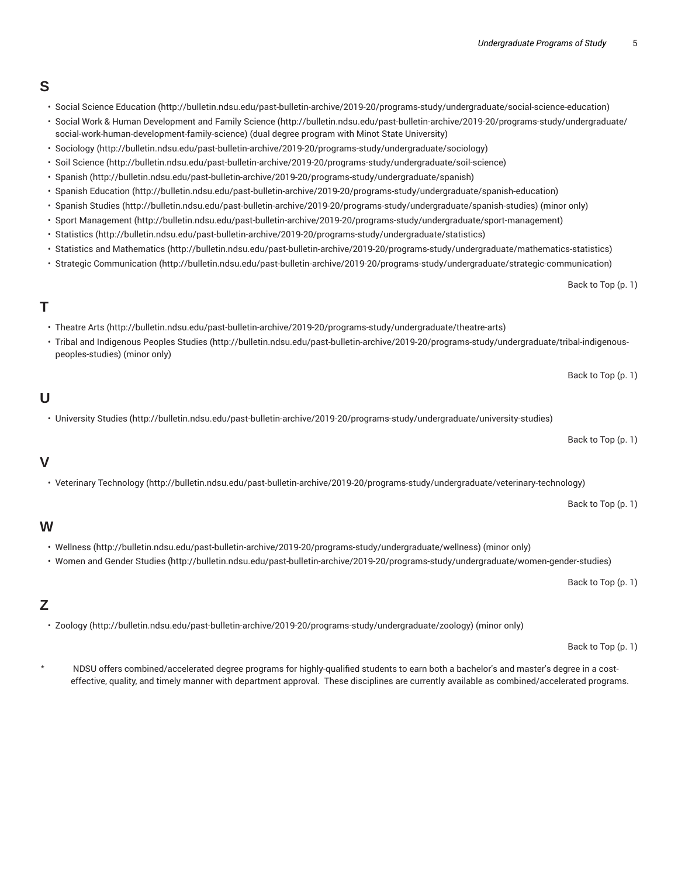## S

- Social Science Education (http://bulletin.ndsu.edu/past-bulletin-archive/2019-20/programs-study/undergraduate/social-science-education)
- Social Work & Human Development and Family Science (http://bulletin.ndsu.edu/past-bulletin-archive/2019-20/programs-study/undergraduate/social-work-human-development-family-science) (dual degree program with Minot State University)
- Sociology (http://bulletin.ndsu.edu/past-bulletin-archive/2019-20/programs-study/undergraduate/sociology)
- Soil Science (http://bulletin.ndsu.edu/past-bulletin-archive/2019-20/programs-study/undergraduate/soil-science)
- Spanish (http://bulletin.ndsu.edu/past-bulletin-archive/2019-20/programs-study/undergraduate/spanish)
- Spanish Education (http://bulletin.ndsu.edu/past-bulletin-archive/2019-20/programs-study/undergraduate/spanish-education)
- Spanish Studies (http://bulletin.ndsu.edu/past-bulletin-archive/2019-20/programs-study/undergraduate/spanish-studies) (minor only)
- Sport Management (http://bulletin.ndsu.edu/past-bulletin-archive/2019-20/programs-study/undergraduate/sport-management)
- Statistics (http://bulletin.ndsu.edu/past-bulletin-archive/2019-20/programs-study/undergraduate/statistics)
- Statistics and Mathematics (http://bulletin.ndsu.edu/past-bulletin-archive/2019-20/programs-study/undergraduate/mathematics-statistics)
- Strategic Communication (http://bulletin.ndsu.edu/past-bulletin-archive/2019-20/programs-study/undergraduate/strategic-communication)

Back to Top (p. 1)

## T

- Theatre Arts (http://bulletin.ndsu.edu/past-bulletin-archive/2019-20/programs-study/undergraduate/theatre-arts)
- Tribal and Indigenous Peoples Studies (http://bulletin.ndsu.edu/past-bulletin-archive/2019-20/programs-study/undergraduate/tribal-indigenous-peoples-studies) (minor only)

Back to Top (p. 1)

## U

- University Studies (http://bulletin.ndsu.edu/past-bulletin-archive/2019-20/programs-study/undergraduate/university-studies)

Back to Top (p. 1)

## V

- Veterinary Technology (http://bulletin.ndsu.edu/past-bulletin-archive/2019-20/programs-study/undergraduate/veterinary-technology)

Back to Top (p. 1)

## W

- Wellness (http://bulletin.ndsu.edu/past-bulletin-archive/2019-20/programs-study/undergraduate/wellness) (minor only)
- Women and Gender Studies (http://bulletin.ndsu.edu/past-bulletin-archive/2019-20/programs-study/undergraduate/women-gender-studies)

Back to Top (p. 1)

## Z

- Zoology (http://bulletin.ndsu.edu/past-bulletin-archive/2019-20/programs-study/undergraduate/zoology) (minor only)

Back to Top (p. 1)

\* NDSU offers combined/accelerated degree programs for highly-qualified students to earn both a bachelor's and master's degree in a cost-effective, quality, and timely manner with department approval. These disciplines are currently available as combined/accelerated programs.